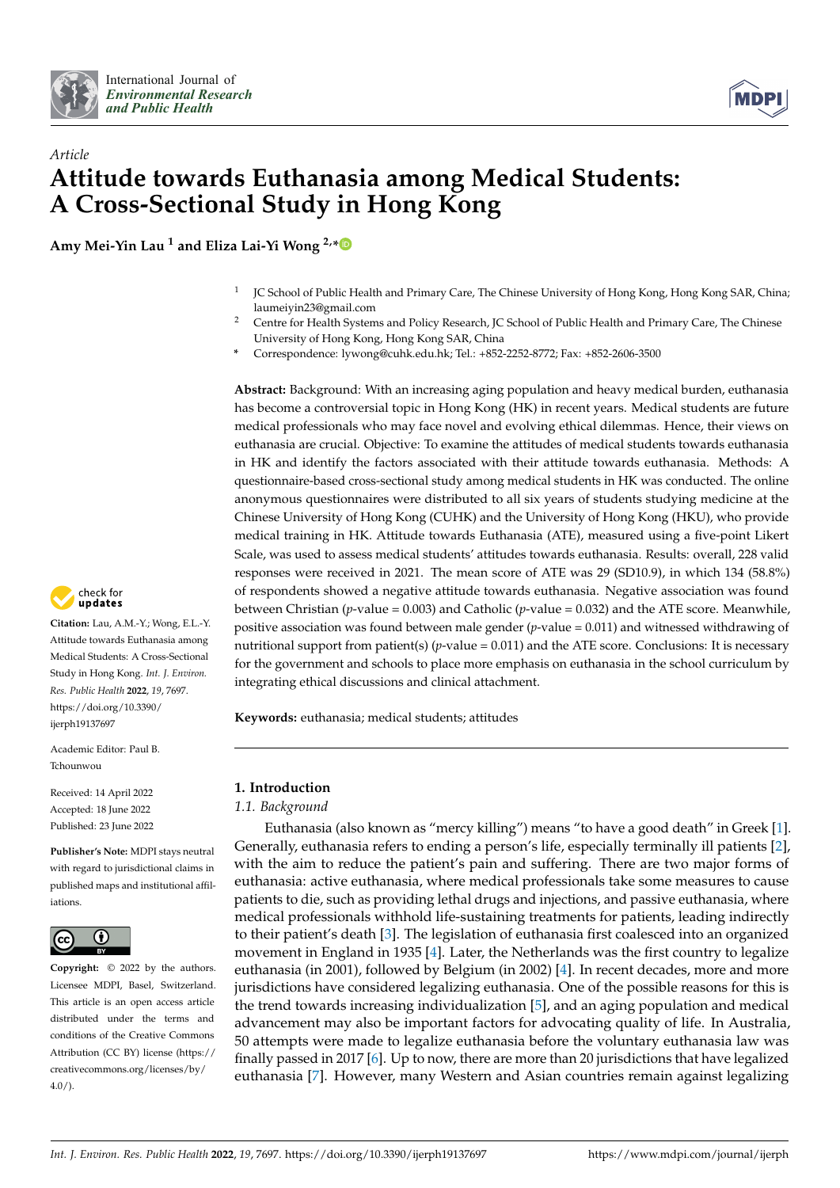*Article*

# Attitude towards Euthanasia among Medical Students: A Cross-Sectional Study in Hong Kong

**Amy Mei-Yin Lau [1] and Eliza Lai-Yi Wong [2,*]**

[1] JC School of Public Health and Primary Care, The Chinese University of Hong Kong, Hong Kong SAR, China; laumeiyin23@gmail.com

[2] Centre for Health Systems and Policy Research, JC School of Public Health and Primary Care, The Chinese University of Hong Kong, Hong Kong SAR, China

* Correspondence: lywong@cuhk.edu.hk; Tel.: +852-2252-8772; Fax: +852-2606-3500

**Abstract:** Background: With an increasing aging population and heavy medical burden, euthanasia has become a controversial topic in Hong Kong (HK) in recent years. Medical students are future medical professionals who may face novel and evolving ethical dilemmas. Hence, their views on euthanasia are crucial. Objective: To examine the attitudes of medical students towards euthanasia in HK and identify the factors associated with their attitude towards euthanasia. Methods: A questionnaire-based cross-sectional study among medical students in HK was conducted. The online anonymous questionnaires were distributed to all six years of students studying medicine at the Chinese University of Hong Kong (CUHK) and the University of Hong Kong (HKU), who provide medical training in HK. Attitude towards Euthanasia (ATE), measured using a five-point Likert Scale, was used to assess medical students' attitudes towards euthanasia. Results: overall, 228 valid responses were received in 2021. The mean score of ATE was 29 (SD10.9), in which 134 (58.8%) of respondents showed a negative attitude towards euthanasia. Negative association was found between Christian ($p$-value = 0.003) and Catholic ($p$-value = 0.032) and the ATE score. Meanwhile, positive association was found between male gender ($p$-value = 0.011) and witnessed withdrawing of nutritional support from patient(s) ($p$-value = 0.011) and the ATE score. Conclusions: It is necessary for the government and schools to place more emphasis on euthanasia in the school curriculum by integrating ethical discussions and clinical attachment.

**Keywords:** euthanasia; medical students; attitudes

**Citation:** Lau, A.M.-Y.; Wong, E.L.-Y. Attitude towards Euthanasia among Medical Students: A Cross-Sectional Study in Hong Kong. *Int. J. Environ. Res. Public Health* **2022**, *19*, 7697. https://doi.org/10.3390/ijerph19137697

Academic Editor: Paul B. Tchounwou

Received: 14 April 2022
Accepted: 18 June 2022
Published: 23 June 2022

**Publisher's Note:** MDPI stays neutral with regard to jurisdictional claims in published maps and institutional affiliations.

**Copyright:** © 2022 by the authors. Licensee MDPI, Basel, Switzerland. This article is an open access article distributed under the terms and conditions of the Creative Commons Attribution (CC BY) license (https://creativecommons.org/licenses/by/4.0/).

## 1. Introduction

### 1.1. Background

Euthanasia (also known as "mercy killing") means "to have a good death" in Greek [1]. Generally, euthanasia refers to ending a person's life, especially terminally ill patients [2], with the aim to reduce the patient's pain and suffering. There are two major forms of euthanasia: active euthanasia, where medical professionals take some measures to cause patients to die, such as providing lethal drugs and injections, and passive euthanasia, where medical professionals withhold life-sustaining treatments for patients, leading indirectly to their patient's death [3]. The legislation of euthanasia first coalesced into an organized movement in England in 1935 [4]. Later, the Netherlands was the first country to legalize euthanasia (in 2001), followed by Belgium (in 2002) [4]. In recent decades, more and more jurisdictions have considered legalizing euthanasia. One of the possible reasons for this is the trend towards increasing individualization [5], and an aging population and medical advancement may also be important factors for advocating quality of life. In Australia, 50 attempts were made to legalize euthanasia before the voluntary euthanasia law was finally passed in 2017 [6]. Up to now, there are more than 20 jurisdictions that have legalized euthanasia [7]. However, many Western and Asian countries remain against legalizing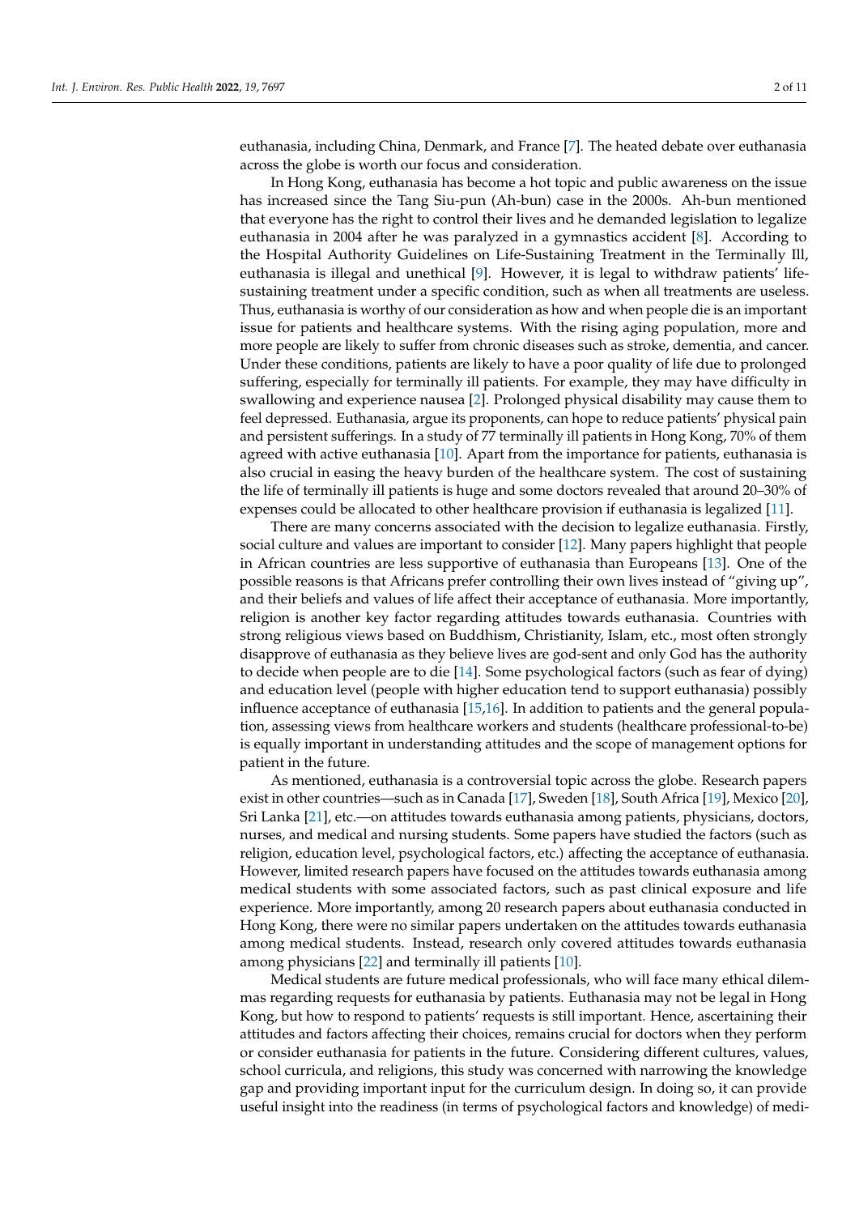euthanasia, including China, Denmark, and France [7]. The heated debate over euthanasia across the globe is worth our focus and consideration.

In Hong Kong, euthanasia has become a hot topic and public awareness on the issue has increased since the Tang Siu-pun (Ah-bun) case in the 2000s. Ah-bun mentioned that everyone has the right to control their lives and he demanded legislation to legalize euthanasia in 2004 after he was paralyzed in a gymnastics accident [8]. According to the Hospital Authority Guidelines on Life-Sustaining Treatment in the Terminally Ill, euthanasia is illegal and unethical [9]. However, it is legal to withdraw patients' life-sustaining treatment under a specific condition, such as when all treatments are useless. Thus, euthanasia is worthy of our consideration as how and when people die is an important issue for patients and healthcare systems. With the rising aging population, more and more people are likely to suffer from chronic diseases such as stroke, dementia, and cancer. Under these conditions, patients are likely to have a poor quality of life due to prolonged suffering, especially for terminally ill patients. For example, they may have difficulty in swallowing and experience nausea [2]. Prolonged physical disability may cause them to feel depressed. Euthanasia, argue its proponents, can hope to reduce patients' physical pain and persistent sufferings. In a study of 77 terminally ill patients in Hong Kong, 70% of them agreed with active euthanasia [10]. Apart from the importance for patients, euthanasia is also crucial in easing the heavy burden of the healthcare system. The cost of sustaining the life of terminally ill patients is huge and some doctors revealed that around 20–30% of expenses could be allocated to other healthcare provision if euthanasia is legalized [11].

There are many concerns associated with the decision to legalize euthanasia. Firstly, social culture and values are important to consider [12]. Many papers highlight that people in African countries are less supportive of euthanasia than Europeans [13]. One of the possible reasons is that Africans prefer controlling their own lives instead of "giving up", and their beliefs and values of life affect their acceptance of euthanasia. More importantly, religion is another key factor regarding attitudes towards euthanasia. Countries with strong religious views based on Buddhism, Christianity, Islam, etc., most often strongly disapprove of euthanasia as they believe lives are god-sent and only God has the authority to decide when people are to die [14]. Some psychological factors (such as fear of dying) and education level (people with higher education tend to support euthanasia) possibly influence acceptance of euthanasia [15,16]. In addition to patients and the general population, assessing views from healthcare workers and students (healthcare professional-to-be) is equally important in understanding attitudes and the scope of management options for patient in the future.

As mentioned, euthanasia is a controversial topic across the globe. Research papers exist in other countries—such as in Canada [17], Sweden [18], South Africa [19], Mexico [20], Sri Lanka [21], etc.—on attitudes towards euthanasia among patients, physicians, doctors, nurses, and medical and nursing students. Some papers have studied the factors (such as religion, education level, psychological factors, etc.) affecting the acceptance of euthanasia. However, limited research papers have focused on the attitudes towards euthanasia among medical students with some associated factors, such as past clinical exposure and life experience. More importantly, among 20 research papers about euthanasia conducted in Hong Kong, there were no similar papers undertaken on the attitudes towards euthanasia among medical students. Instead, research only covered attitudes towards euthanasia among physicians [22] and terminally ill patients [10].

Medical students are future medical professionals, who will face many ethical dilemmas regarding requests for euthanasia by patients. Euthanasia may not be legal in Hong Kong, but how to respond to patients' requests is still important. Hence, ascertaining their attitudes and factors affecting their choices, remains crucial for doctors when they perform or consider euthanasia for patients in the future. Considering different cultures, values, school curricula, and religions, this study was concerned with narrowing the knowledge gap and providing important input for the curriculum design. In doing so, it can provide useful insight into the readiness (in terms of psychological factors and knowledge) of medi-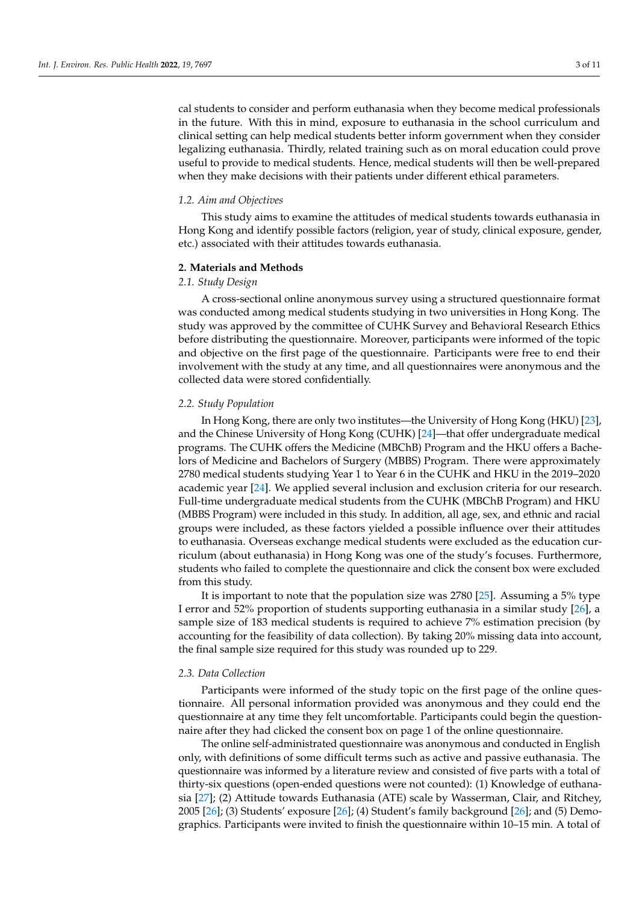cal students to consider and perform euthanasia when they become medical professionals in the future. With this in mind, exposure to euthanasia in the school curriculum and clinical setting can help medical students better inform government when they consider legalizing euthanasia. Thirdly, related training such as on moral education could prove useful to provide to medical students. Hence, medical students will then be well-prepared when they make decisions with their patients under different ethical parameters.

### *1.2. Aim and Objectives*

This study aims to examine the attitudes of medical students towards euthanasia in Hong Kong and identify possible factors (religion, year of study, clinical exposure, gender, etc.) associated with their attitudes towards euthanasia.

## **2. Materials and Methods**

### *2.1. Study Design*

A cross-sectional online anonymous survey using a structured questionnaire format was conducted among medical students studying in two universities in Hong Kong. The study was approved by the committee of CUHK Survey and Behavioral Research Ethics before distributing the questionnaire. Moreover, participants were informed of the topic and objective on the first page of the questionnaire. Participants were free to end their involvement with the study at any time, and all questionnaires were anonymous and the collected data were stored confidentially.

### *2.2. Study Population*

In Hong Kong, there are only two institutes—the University of Hong Kong (HKU) [23], and the Chinese University of Hong Kong (CUHK) [24]—that offer undergraduate medical programs. The CUHK offers the Medicine (MBChB) Program and the HKU offers a Bachelors of Medicine and Bachelors of Surgery (MBBS) Program. There were approximately 2780 medical students studying Year 1 to Year 6 in the CUHK and HKU in the 2019–2020 academic year [24]. We applied several inclusion and exclusion criteria for our research. Full-time undergraduate medical students from the CUHK (MBChB Program) and HKU (MBBS Program) were included in this study. In addition, all age, sex, and ethnic and racial groups were included, as these factors yielded a possible influence over their attitudes to euthanasia. Overseas exchange medical students were excluded as the education curriculum (about euthanasia) in Hong Kong was one of the study's focuses. Furthermore, students who failed to complete the questionnaire and click the consent box were excluded from this study.

It is important to note that the population size was 2780 [25]. Assuming a 5% type I error and 52% proportion of students supporting euthanasia in a similar study [26], a sample size of 183 medical students is required to achieve 7% estimation precision (by accounting for the feasibility of data collection). By taking 20% missing data into account, the final sample size required for this study was rounded up to 229.

### *2.3. Data Collection*

Participants were informed of the study topic on the first page of the online questionnaire. All personal information provided was anonymous and they could end the questionnaire at any time they felt uncomfortable. Participants could begin the questionnaire after they had clicked the consent box on page 1 of the online questionnaire.

The online self-administrated questionnaire was anonymous and conducted in English only, with definitions of some difficult terms such as active and passive euthanasia. The questionnaire was informed by a literature review and consisted of five parts with a total of thirty-six questions (open-ended questions were not counted): (1) Knowledge of euthanasia [27]; (2) Attitude towards Euthanasia (ATE) scale by Wasserman, Clair, and Ritchey, 2005 [26]; (3) Students' exposure [26]; (4) Student's family background [26]; and (5) Demographics. Participants were invited to finish the questionnaire within 10–15 min. A total of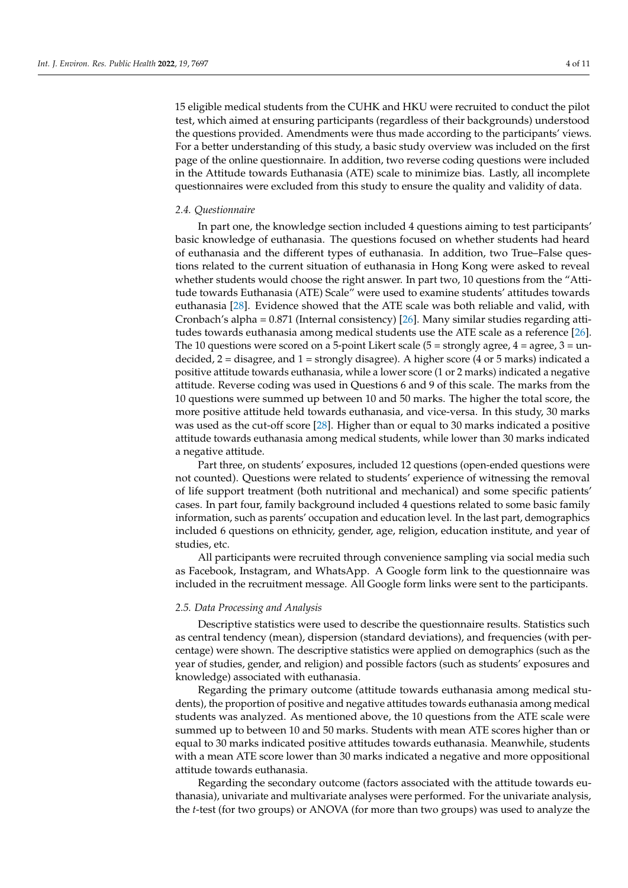15 eligible medical students from the CUHK and HKU were recruited to conduct the pilot test, which aimed at ensuring participants (regardless of their backgrounds) understood the questions provided. Amendments were thus made according to the participants' views. For a better understanding of this study, a basic study overview was included on the first page of the online questionnaire. In addition, two reverse coding questions were included in the Attitude towards Euthanasia (ATE) scale to minimize bias. Lastly, all incomplete questionnaires were excluded from this study to ensure the quality and validity of data.

### *2.4. Questionnaire*

In part one, the knowledge section included 4 questions aiming to test participants' basic knowledge of euthanasia. The questions focused on whether students had heard of euthanasia and the different types of euthanasia. In addition, two True–False questions related to the current situation of euthanasia in Hong Kong were asked to reveal whether students would choose the right answer. In part two, 10 questions from the "Attitude towards Euthanasia (ATE) Scale" were used to examine students' attitudes towards euthanasia [28]. Evidence showed that the ATE scale was both reliable and valid, with Cronbach's alpha = 0.871 (Internal consistency) [26]. Many similar studies regarding attitudes towards euthanasia among medical students use the ATE scale as a reference [26]. The 10 questions were scored on a 5-point Likert scale (5 = strongly agree, 4 = agree, 3 = undecided, 2 = disagree, and 1 = strongly disagree). A higher score (4 or 5 marks) indicated a positive attitude towards euthanasia, while a lower score (1 or 2 marks) indicated a negative attitude. Reverse coding was used in Questions 6 and 9 of this scale. The marks from the 10 questions were summed up between 10 and 50 marks. The higher the total score, the more positive attitude held towards euthanasia, and vice-versa. In this study, 30 marks was used as the cut-off score [28]. Higher than or equal to 30 marks indicated a positive attitude towards euthanasia among medical students, while lower than 30 marks indicated a negative attitude.

Part three, on students' exposures, included 12 questions (open-ended questions were not counted). Questions were related to students' experience of witnessing the removal of life support treatment (both nutritional and mechanical) and some specific patients' cases. In part four, family background included 4 questions related to some basic family information, such as parents' occupation and education level. In the last part, demographics included 6 questions on ethnicity, gender, age, religion, education institute, and year of studies, etc.

All participants were recruited through convenience sampling via social media such as Facebook, Instagram, and WhatsApp. A Google form link to the questionnaire was included in the recruitment message. All Google form links were sent to the participants.

### *2.5. Data Processing and Analysis*

Descriptive statistics were used to describe the questionnaire results. Statistics such as central tendency (mean), dispersion (standard deviations), and frequencies (with percentage) were shown. The descriptive statistics were applied on demographics (such as the year of studies, gender, and religion) and possible factors (such as students' exposures and knowledge) associated with euthanasia.

Regarding the primary outcome (attitude towards euthanasia among medical students), the proportion of positive and negative attitudes towards euthanasia among medical students was analyzed. As mentioned above, the 10 questions from the ATE scale were summed up to between 10 and 50 marks. Students with mean ATE scores higher than or equal to 30 marks indicated positive attitudes towards euthanasia. Meanwhile, students with a mean ATE score lower than 30 marks indicated a negative and more oppositional attitude towards euthanasia.

Regarding the secondary outcome (factors associated with the attitude towards euthanasia), univariate and multivariate analyses were performed. For the univariate analysis, the *t*-test (for two groups) or ANOVA (for more than two groups) was used to analyze the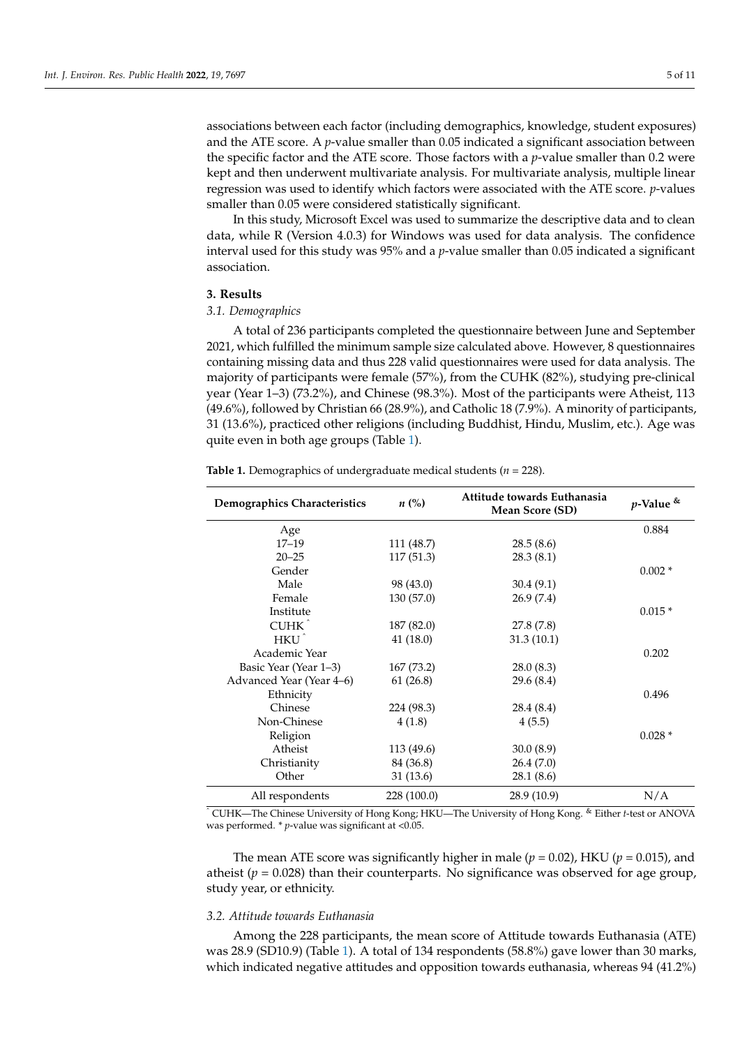associations between each factor (including demographics, knowledge, student exposures) and the ATE score. A $p$-value smaller than 0.05 indicated a significant association between the specific factor and the ATE score. Those factors with a $p$-value smaller than 0.2 were kept and then underwent multivariate analysis. For multivariate analysis, multiple linear regression was used to identify which factors were associated with the ATE score. $p$-values smaller than 0.05 were considered statistically significant.

In this study, Microsoft Excel was used to summarize the descriptive data and to clean data, while R (Version 4.0.3) for Windows was used for data analysis. The confidence interval used for this study was 95% and a $p$-value smaller than 0.05 indicated a significant association.

## 3. Results

### 3.1. Demographics

A total of 236 participants completed the questionnaire between June and September 2021, which fulfilled the minimum sample size calculated above. However, 8 questionnaires containing missing data and thus 228 valid questionnaires were used for data analysis. The majority of participants were female (57%), from the CUHK (82%), studying pre-clinical year (Year 1–3) (73.2%), and Chinese (98.3%). Most of the participants were Atheist, 113 (49.6%), followed by Christian 66 (28.9%), and Catholic 18 (7.9%). A minority of participants, 31 (13.6%), practiced other religions (including Buddhist, Hindu, Muslim, etc.). Age was quite even in both age groups (Table 1).

**Table 1.** Demographics of undergraduate medical students ($n$ = 228).

| Demographics Characteristics | $n$ (%) | Attitude towards Euthanasia Mean Score (SD) | $p$-Value [&] |
|---|---|---|---|
| Age | | | 0.884 |
| 17–19 | 111 (48.7) | 28.5 (8.6) | |
| 20–25 | 117 (51.3) | 28.3 (8.1) | |
| Gender | | | 0.002 * |
| Male | 98 (43.0) | 30.4 (9.1) | |
| Female | 130 (57.0) | 26.9 (7.4) | |
| Institute | | | 0.015 * |
| CUHK ^ | 187 (82.0) | 27.8 (7.8) | |
| HKU ^ | 41 (18.0) | 31.3 (10.1) | |
| Academic Year | | | 0.202 |
| Basic Year (Year 1–3) | 167 (73.2) | 28.0 (8.3) | |
| Advanced Year (Year 4–6) | 61 (26.8) | 29.6 (8.4) | |
| Ethnicity | | | 0.496 |
| Chinese | 224 (98.3) | 28.4 (8.4) | |
| Non-Chinese | 4 (1.8) | 4 (5.5) | |
| Religion | | | 0.028 * |
| Atheist | 113 (49.6) | 30.0 (8.9) | |
| Christianity | 84 (36.8) | 26.4 (7.0) | |
| Other | 31 (13.6) | 28.1 (8.6) | |
| All respondents | 228 (100.0) | 28.9 (10.9) | N/A |

^ CUHK—The Chinese University of Hong Kong; HKU—The University of Hong Kong. & Either $t$-test or ANOVA was performed. * $p$-value was significant at <0.05.

The mean ATE score was significantly higher in male ($p$ = 0.02), HKU ($p$ = 0.015), and atheist ($p$ = 0.028) than their counterparts. No significance was observed for age group, study year, or ethnicity.

### 3.2. Attitude towards Euthanasia

Among the 228 participants, the mean score of Attitude towards Euthanasia (ATE) was 28.9 (SD10.9) (Table 1). A total of 134 respondents (58.8%) gave lower than 30 marks, which indicated negative attitudes and opposition towards euthanasia, whereas 94 (41.2%)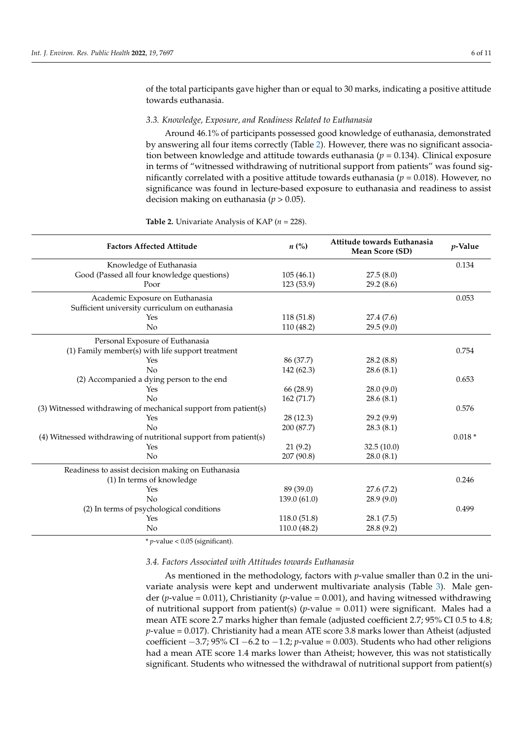of the total participants gave higher than or equal to 30 marks, indicating a positive attitude towards euthanasia.

### *3.3. Knowledge, Exposure, and Readiness Related to Euthanasia*

Around 46.1% of participants possessed good knowledge of euthanasia, demonstrated by answering all four items correctly (Table 2). However, there was no significant association between knowledge and attitude towards euthanasia ($p = 0.134$). Clinical exposure in terms of "witnessed withdrawing of nutritional support from patients" was found significantly correlated with a positive attitude towards euthanasia ($p = 0.018$). However, no significance was found in lecture-based exposure to euthanasia and readiness to assist decision making on euthanasia ($p > 0.05$).

**Table 2.** Univariate Analysis of KAP ($n = 228$).

| Factors Affected Attitude | *n* (%) | Attitude towards Euthanasia Mean Score (SD) | *p*-Value |
|---|---|---|---|
| Knowledge of Euthanasia | | | 0.134 |
| Good (Passed all four knowledge questions) | 105 (46.1) | 27.5 (8.0) | |
| Poor | 123 (53.9) | 29.2 (8.6) | |
| Academic Exposure on Euthanasia | | | 0.053 |
| Sufficient university curriculum on euthanasia | | | |
| Yes | 118 (51.8) | 27.4 (7.6) | |
| No | 110 (48.2) | 29.5 (9.0) | |
| Personal Exposure of Euthanasia | | | |
| (1) Family member(s) with life support treatment | | | 0.754 |
| Yes | 86 (37.7) | 28.2 (8.8) | |
| No | 142 (62.3) | 28.6 (8.1) | |
| (2) Accompanied a dying person to the end | | | 0.653 |
| Yes | 66 (28.9) | 28.0 (9.0) | |
| No | 162 (71.7) | 28.6 (8.1) | |
| (3) Witnessed withdrawing of mechanical support from patient(s) | | | 0.576 |
| Yes | 28 (12.3) | 29.2 (9.9) | |
| No | 200 (87.7) | 28.3 (8.1) | |
| (4) Witnessed withdrawing of nutritional support from patient(s) | | | 0.018 * |
| Yes | 21 (9.2) | 32.5 (10.0) | |
| No | 207 (90.8) | 28.0 (8.1) | |
| Readiness to assist decision making on Euthanasia | | | |
| (1) In terms of knowledge | | | 0.246 |
| Yes | 89 (39.0) | 27.6 (7.2) | |
| No | 139.0 (61.0) | 28.9 (9.0) | |
| (2) In terms of psychological conditions | | | 0.499 |
| Yes | 118.0 (51.8) | 28.1 (7.5) | |
| No | 110.0 (48.2) | 28.8 (9.2) | |

\* *p*-value < 0.05 (significant).

### *3.4. Factors Associated with Attitudes towards Euthanasia*

As mentioned in the methodology, factors with *p*-value smaller than 0.2 in the univariate analysis were kept and underwent multivariate analysis (Table 3). Male gender (*p*-value = 0.011), Christianity (*p*-value = 0.001), and having witnessed withdrawing of nutritional support from patient(s) (*p*-value = 0.011) were significant. Males had a mean ATE score 2.7 marks higher than female (adjusted coefficient 2.7; 95% CI 0.5 to 4.8; *p*-value = 0.017). Christianity had a mean ATE score 3.8 marks lower than Atheist (adjusted coefficient −3.7; 95% CI −6.2 to −1.2; *p*-value = 0.003). Students who had other religions had a mean ATE score 1.4 marks lower than Atheist; however, this was not statistically significant. Students who witnessed the withdrawal of nutritional support from patient(s)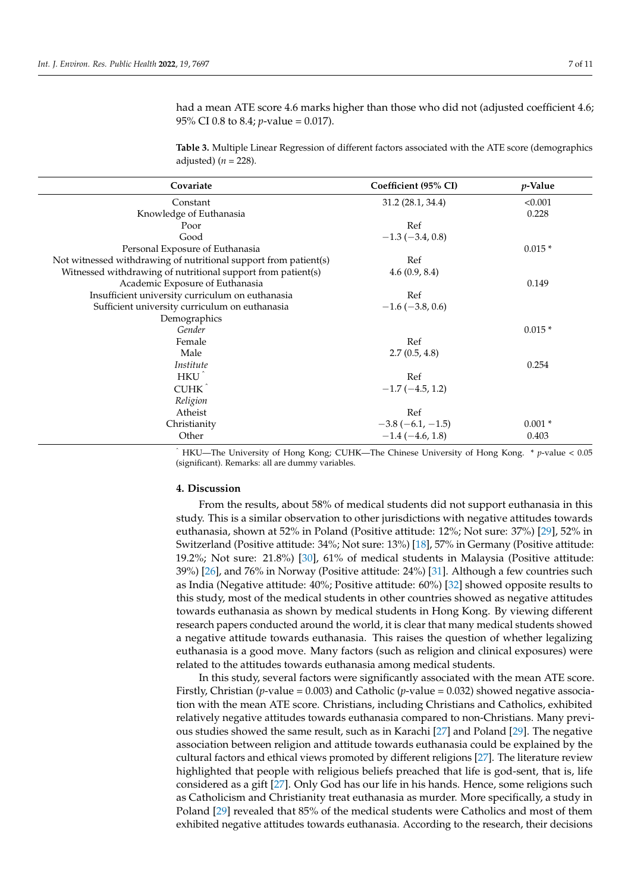had a mean ATE score 4.6 marks higher than those who did not (adjusted coefficient 4.6; 95% CI 0.8 to 8.4; $p$-value = 0.017).

**Table 3.** Multiple Linear Regression of different factors associated with the ATE score (demographics adjusted) ($n$ = 228).

| Covariate | Coefficient (95% CI) | $p$-Value |
|---|---|---|
| Constant | 31.2 (28.1, 34.4) | <0.001 |
| Knowledge of Euthanasia | | 0.228 |
| Poor | Ref | |
| Good | −1.3 (−3.4, 0.8) | |
| Personal Exposure of Euthanasia | | 0.015 * |
| Not witnessed withdrawing of nutritional support from patient(s) | Ref | |
| Witnessed withdrawing of nutritional support from patient(s) | 4.6 (0.9, 8.4) | |
| Academic Exposure of Euthanasia | | 0.149 |
| Insufficient university curriculum on euthanasia | Ref | |
| Sufficient university curriculum on euthanasia | −1.6 (−3.8, 0.6) | |
| Demographics | | |
| *Gender* | | 0.015 * |
| Female | Ref | |
| Male | 2.7 (0.5, 4.8) | |
| *Institute* | | 0.254 |
| HKU ^ | Ref | |
| CUHK ^ | −1.7 (−4.5, 1.2) | |
| *Religion* | | |
| Atheist | Ref | |
| Christianity | −3.8 (−6.1, −1.5) | 0.001 * |
| Other | −1.4 (−4.6, 1.8) | 0.403 |

^ HKU—The University of Hong Kong; CUHK—The Chinese University of Hong Kong. * $p$-value < 0.05 (significant). Remarks: all are dummy variables.

## 4. Discussion

From the results, about 58% of medical students did not support euthanasia in this study. This is a similar observation to other jurisdictions with negative attitudes towards euthanasia, shown at 52% in Poland (Positive attitude: 12%; Not sure: 37%) [29], 52% in Switzerland (Positive attitude: 34%; Not sure: 13%) [18], 57% in Germany (Positive attitude: 19.2%; Not sure: 21.8%) [30], 61% of medical students in Malaysia (Positive attitude: 39%) [26], and 76% in Norway (Positive attitude: 24%) [31]. Although a few countries such as India (Negative attitude: 40%; Positive attitude: 60%) [32] showed opposite results to this study, most of the medical students in other countries showed as negative attitudes towards euthanasia as shown by medical students in Hong Kong. By viewing different research papers conducted around the world, it is clear that many medical students showed a negative attitude towards euthanasia. This raises the question of whether legalizing euthanasia is a good move. Many factors (such as religion and clinical exposures) were related to the attitudes towards euthanasia among medical students.

In this study, several factors were significantly associated with the mean ATE score. Firstly, Christian ($p$-value = 0.003) and Catholic ($p$-value = 0.032) showed negative association with the mean ATE score. Christians, including Christians and Catholics, exhibited relatively negative attitudes towards euthanasia compared to non-Christians. Many previous studies showed the same result, such as in Karachi [27] and Poland [29]. The negative association between religion and attitude towards euthanasia could be explained by the cultural factors and ethical views promoted by different religions [27]. The literature review highlighted that people with religious beliefs preached that life is god-sent, that is, life considered as a gift [27]. Only God has our life in his hands. Hence, some religions such as Catholicism and Christianity treat euthanasia as murder. More specifically, a study in Poland [29] revealed that 85% of the medical students were Catholics and most of them exhibited negative attitudes towards euthanasia. According to the research, their decisions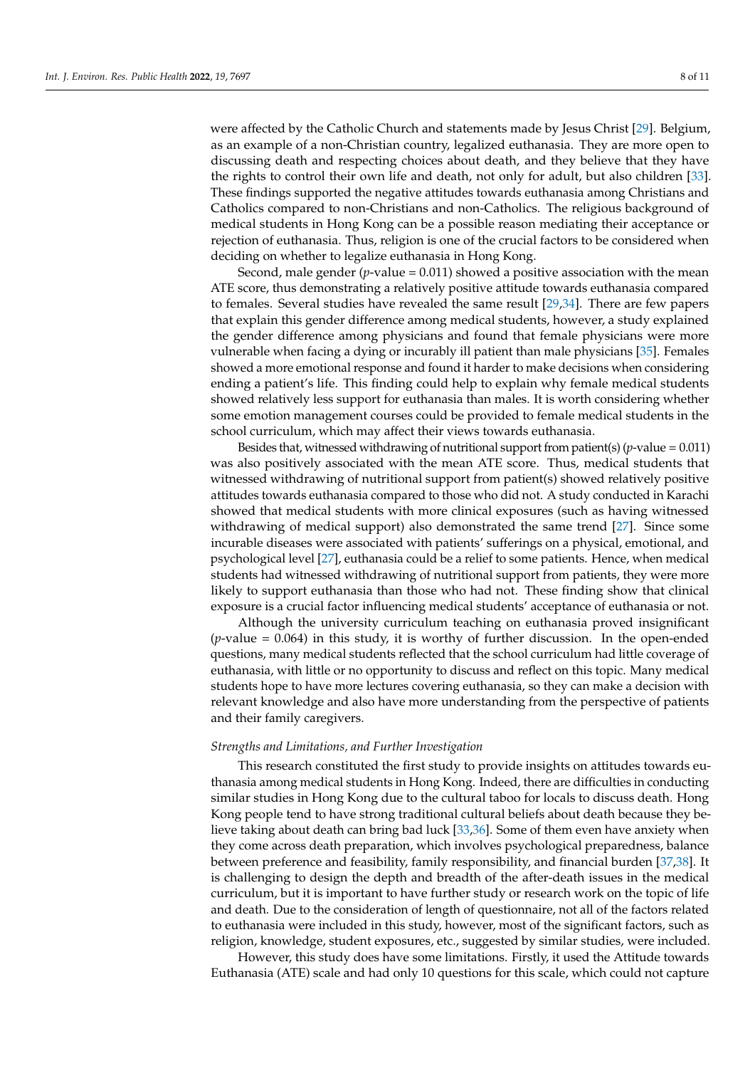were affected by the Catholic Church and statements made by Jesus Christ [29]. Belgium, as an example of a non-Christian country, legalized euthanasia. They are more open to discussing death and respecting choices about death, and they believe that they have the rights to control their own life and death, not only for adult, but also children [33]. These findings supported the negative attitudes towards euthanasia among Christians and Catholics compared to non-Christians and non-Catholics. The religious background of medical students in Hong Kong can be a possible reason mediating their acceptance or rejection of euthanasia. Thus, religion is one of the crucial factors to be considered when deciding on whether to legalize euthanasia in Hong Kong.

Second, male gender ($p$-value = 0.011) showed a positive association with the mean ATE score, thus demonstrating a relatively positive attitude towards euthanasia compared to females. Several studies have revealed the same result [29,34]. There are few papers that explain this gender difference among medical students, however, a study explained the gender difference among physicians and found that female physicians were more vulnerable when facing a dying or incurably ill patient than male physicians [35]. Females showed a more emotional response and found it harder to make decisions when considering ending a patient's life. This finding could help to explain why female medical students showed relatively less support for euthanasia than males. It is worth considering whether some emotion management courses could be provided to female medical students in the school curriculum, which may affect their views towards euthanasia.

Besides that, witnessed withdrawing of nutritional support from patient(s) ($p$-value = 0.011) was also positively associated with the mean ATE score. Thus, medical students that witnessed withdrawing of nutritional support from patient(s) showed relatively positive attitudes towards euthanasia compared to those who did not. A study conducted in Karachi showed that medical students with more clinical exposures (such as having witnessed withdrawing of medical support) also demonstrated the same trend [27]. Since some incurable diseases were associated with patients' sufferings on a physical, emotional, and psychological level [27], euthanasia could be a relief to some patients. Hence, when medical students had witnessed withdrawing of nutritional support from patients, they were more likely to support euthanasia than those who had not. These finding show that clinical exposure is a crucial factor influencing medical students' acceptance of euthanasia or not.

Although the university curriculum teaching on euthanasia proved insignificant ($p$-value = 0.064) in this study, it is worthy of further discussion. In the open-ended questions, many medical students reflected that the school curriculum had little coverage of euthanasia, with little or no opportunity to discuss and reflect on this topic. Many medical students hope to have more lectures covering euthanasia, so they can make a decision with relevant knowledge and also have more understanding from the perspective of patients and their family caregivers.

*Strengths and Limitations, and Further Investigation*

This research constituted the first study to provide insights on attitudes towards euthanasia among medical students in Hong Kong. Indeed, there are difficulties in conducting similar studies in Hong Kong due to the cultural taboo for locals to discuss death. Hong Kong people tend to have strong traditional cultural beliefs about death because they believe taking about death can bring bad luck [33,36]. Some of them even have anxiety when they come across death preparation, which involves psychological preparedness, balance between preference and feasibility, family responsibility, and financial burden [37,38]. It is challenging to design the depth and breadth of the after-death issues in the medical curriculum, but it is important to have further study or research work on the topic of life and death. Due to the consideration of length of questionnaire, not all of the factors related to euthanasia were included in this study, however, most of the significant factors, such as religion, knowledge, student exposures, etc., suggested by similar studies, were included.

However, this study does have some limitations. Firstly, it used the Attitude towards Euthanasia (ATE) scale and had only 10 questions for this scale, which could not capture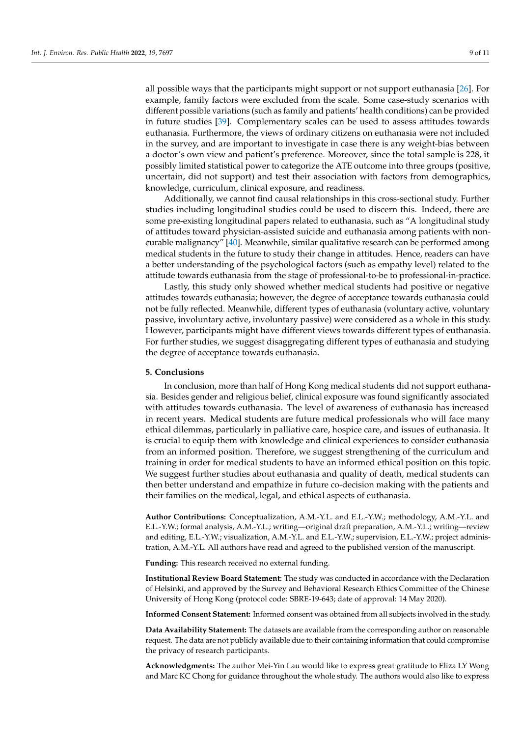all possible ways that the participants might support or not support euthanasia [26]. For example, family factors were excluded from the scale. Some case-study scenarios with different possible variations (such as family and patients' health conditions) can be provided in future studies [39]. Complementary scales can be used to assess attitudes towards euthanasia. Furthermore, the views of ordinary citizens on euthanasia were not included in the survey, and are important to investigate in case there is any weight-bias between a doctor's own view and patient's preference. Moreover, since the total sample is 228, it possibly limited statistical power to categorize the ATE outcome into three groups (positive, uncertain, did not support) and test their association with factors from demographics, knowledge, curriculum, clinical exposure, and readiness.

Additionally, we cannot find causal relationships in this cross-sectional study. Further studies including longitudinal studies could be used to discern this. Indeed, there are some pre-existing longitudinal papers related to euthanasia, such as "A longitudinal study of attitudes toward physician-assisted suicide and euthanasia among patients with non-curable malignancy" [40]. Meanwhile, similar qualitative research can be performed among medical students in the future to study their change in attitudes. Hence, readers can have a better understanding of the psychological factors (such as empathy level) related to the attitude towards euthanasia from the stage of professional-to-be to professional-in-practice.

Lastly, this study only showed whether medical students had positive or negative attitudes towards euthanasia; however, the degree of acceptance towards euthanasia could not be fully reflected. Meanwhile, different types of euthanasia (voluntary active, voluntary passive, involuntary active, involuntary passive) were considered as a whole in this study. However, participants might have different views towards different types of euthanasia. For further studies, we suggest disaggregating different types of euthanasia and studying the degree of acceptance towards euthanasia.

## 5. Conclusions

In conclusion, more than half of Hong Kong medical students did not support euthanasia. Besides gender and religious belief, clinical exposure was found significantly associated with attitudes towards euthanasia. The level of awareness of euthanasia has increased in recent years. Medical students are future medical professionals who will face many ethical dilemmas, particularly in palliative care, hospice care, and issues of euthanasia. It is crucial to equip them with knowledge and clinical experiences to consider euthanasia from an informed position. Therefore, we suggest strengthening of the curriculum and training in order for medical students to have an informed ethical position on this topic. We suggest further studies about euthanasia and quality of death, medical students can then better understand and empathize in future co-decision making with the patients and their families on the medical, legal, and ethical aspects of euthanasia.

**Author Contributions:** Conceptualization, A.M.-Y.L. and E.L.-Y.W.; methodology, A.M.-Y.L. and E.L.-Y.W.; formal analysis, A.M.-Y.L.; writing—original draft preparation, A.M.-Y.L.; writing—review and editing, E.L.-Y.W.; visualization, A.M.-Y.L. and E.L.-Y.W.; supervision, E.L.-Y.W.; project administration, A.M.-Y.L. All authors have read and agreed to the published version of the manuscript.

**Funding:** This research received no external funding.

**Institutional Review Board Statement:** The study was conducted in accordance with the Declaration of Helsinki, and approved by the Survey and Behavioral Research Ethics Committee of the Chinese University of Hong Kong (protocol code: SBRE-19-643; date of approval: 14 May 2020).

**Informed Consent Statement:** Informed consent was obtained from all subjects involved in the study.

**Data Availability Statement:** The datasets are available from the corresponding author on reasonable request. The data are not publicly available due to their containing information that could compromise the privacy of research participants.

**Acknowledgments:** The author Mei-Yin Lau would like to express great gratitude to Eliza LY Wong and Marc KC Chong for guidance throughout the whole study. The authors would also like to express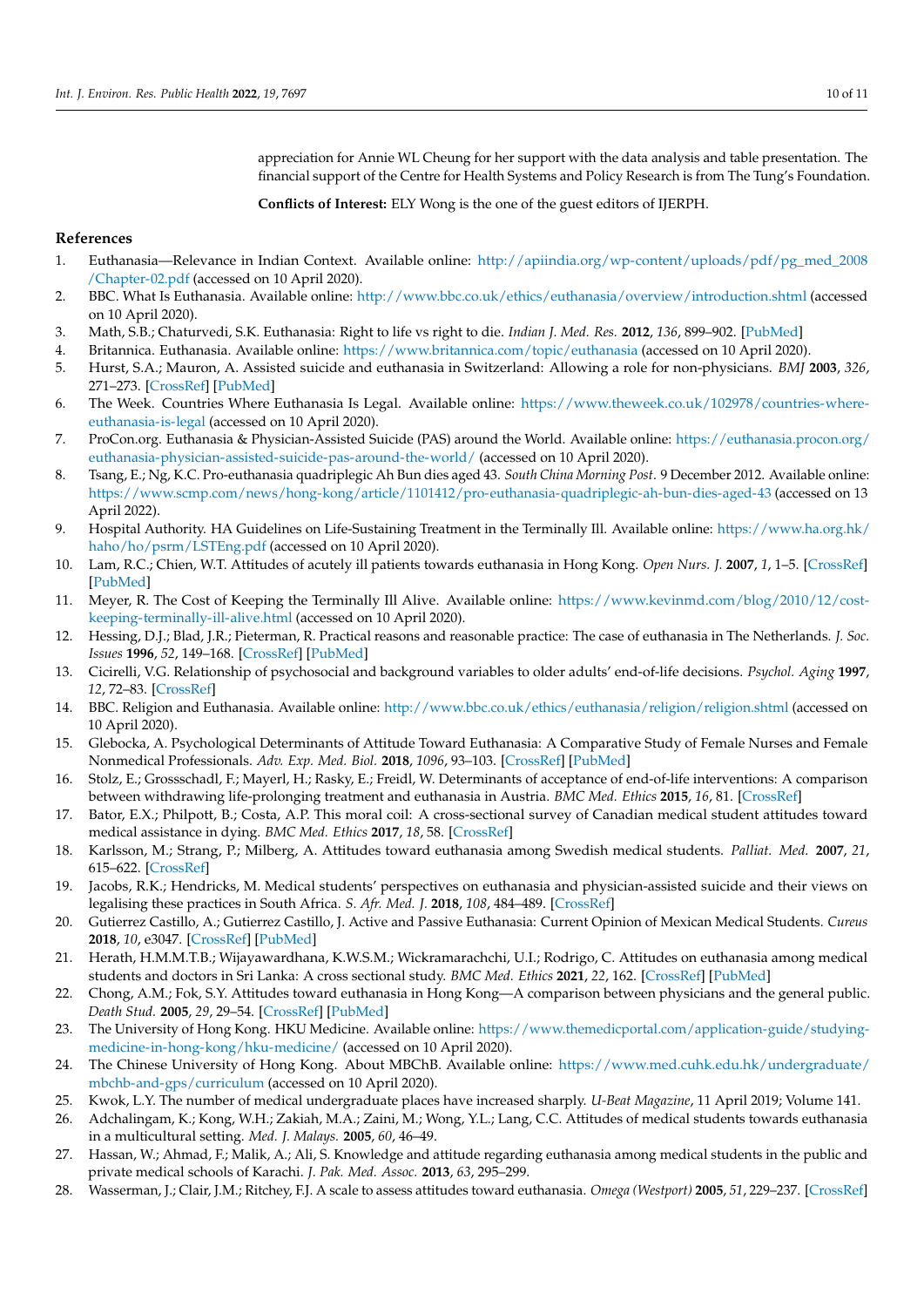appreciation for Annie WL Cheung for her support with the data analysis and table presentation. The financial support of the Centre for Health Systems and Policy Research is from The Tung's Foundation.

**Conflicts of Interest:** ELY Wong is the one of the guest editors of IJERPH.

## References

1. Euthanasia—Relevance in Indian Context. Available online: http://apiindia.org/wp-content/uploads/pdf/pg_med_2008/Chapter-02.pdf (accessed on 10 April 2020).
2. BBC. What Is Euthanasia. Available online: http://www.bbc.co.uk/ethics/euthanasia/overview/introduction.shtml (accessed on 10 April 2020).
3. Math, S.B.; Chaturvedi, S.K. Euthanasia: Right to life vs right to die. *Indian J. Med. Res.* **2012**, *136*, 899–902. [PubMed]
4. Britannica. Euthanasia. Available online: https://www.britannica.com/topic/euthanasia (accessed on 10 April 2020).
5. Hurst, S.A.; Mauron, A. Assisted suicide and euthanasia in Switzerland: Allowing a role for non-physicians. *BMJ* **2003**, *326*, 271–273. [CrossRef] [PubMed]
6. The Week. Countries Where Euthanasia Is Legal. Available online: https://www.theweek.co.uk/102978/countries-where-euthanasia-is-legal (accessed on 10 April 2020).
7. ProCon.org. Euthanasia & Physician-Assisted Suicide (PAS) around the World. Available online: https://euthanasia.procon.org/euthanasia-physician-assisted-suicide-pas-around-the-world/ (accessed on 10 April 2020).
8. Tsang, E.; Ng, K.C. Pro-euthanasia quadriplegic Ah Bun dies aged 43. *South China Morning Post*. 9 December 2012. Available online: https://www.scmp.com/news/hong-kong/article/1101412/pro-euthanasia-quadriplegic-ah-bun-dies-aged-43 (accessed on 13 April 2022).
9. Hospital Authority. HA Guidelines on Life-Sustaining Treatment in the Terminally Ill. Available online: https://www.ha.org.hk/haho/ho/psrm/LSTEng.pdf (accessed on 10 April 2020).
10. Lam, R.C.; Chien, W.T. Attitudes of acutely ill patients towards euthanasia in Hong Kong. *Open Nurs. J.* **2007**, *1*, 1–5. [CrossRef] [PubMed]
11. Meyer, R. The Cost of Keeping the Terminally Ill Alive. Available online: https://www.kevinmd.com/blog/2010/12/cost-keeping-terminally-ill-alive.html (accessed on 10 April 2020).
12. Hessing, D.J.; Blad, J.R.; Pieterman, R. Practical reasons and reasonable practice: The case of euthanasia in The Netherlands. *J. Soc. Issues* **1996**, *52*, 149–168. [CrossRef] [PubMed]
13. Cicirelli, V.G. Relationship of psychosocial and background variables to older adults' end-of-life decisions. *Psychol. Aging* **1997**, *12*, 72–83. [CrossRef]
14. BBC. Religion and Euthanasia. Available online: http://www.bbc.co.uk/ethics/euthanasia/religion/religion.shtml (accessed on 10 April 2020).
15. Glebocka, A. Psychological Determinants of Attitude Toward Euthanasia: A Comparative Study of Female Nurses and Female Nonmedical Professionals. *Adv. Exp. Med. Biol.* **2018**, *1096*, 93–103. [CrossRef] [PubMed]
16. Stolz, E.; Grossschadl, F.; Mayerl, H.; Rasky, E.; Freidl, W. Determinants of acceptance of end-of-life interventions: A comparison between withdrawing life-prolonging treatment and euthanasia in Austria. *BMC Med. Ethics* **2015**, *16*, 81. [CrossRef]
17. Bator, E.X.; Philpott, B.; Costa, A.P. This moral coil: A cross-sectional survey of Canadian medical student attitudes toward medical assistance in dying. *BMC Med. Ethics* **2017**, *18*, 58. [CrossRef]
18. Karlsson, M.; Strang, P.; Milberg, A. Attitudes toward euthanasia among Swedish medical students. *Palliat. Med.* **2007**, *21*, 615–622. [CrossRef]
19. Jacobs, R.K.; Hendricks, M. Medical students' perspectives on euthanasia and physician-assisted suicide and their views on legalising these practices in South Africa. *S. Afr. Med. J.* **2018**, *108*, 484–489. [CrossRef]
20. Gutierrez Castillo, A.; Gutierrez Castillo, J. Active and Passive Euthanasia: Current Opinion of Mexican Medical Students. *Cureus* **2018**, *10*, e3047. [CrossRef] [PubMed]
21. Herath, H.M.M.T.B.; Wijayawardhana, K.W.S.M.; Wickramarachchi, U.I.; Rodrigo, C. Attitudes on euthanasia among medical students and doctors in Sri Lanka: A cross sectional study. *BMC Med. Ethics* **2021**, *22*, 162. [CrossRef] [PubMed]
22. Chong, A.M.; Fok, S.Y. Attitudes toward euthanasia in Hong Kong—A comparison between physicians and the general public. *Death Stud.* **2005**, *29*, 29–54. [CrossRef] [PubMed]
23. The University of Hong Kong. HKU Medicine. Available online: https://www.themedicportal.com/application-guide/studying-medicine-in-hong-kong/hku-medicine/ (accessed on 10 April 2020).
24. The Chinese University of Hong Kong. About MBChB. Available online: https://www.med.cuhk.edu.hk/undergraduate/mbchb-and-gps/curriculum (accessed on 10 April 2020).
25. Kwok, L.Y. The number of medical undergraduate places have increased sharply. *U-Beat Magazine*, 11 April 2019; Volume 141.
26. Adchalingam, K.; Kong, W.H.; Zakiah, M.A.; Zaini, M.; Wong, Y.L.; Lang, C.C. Attitudes of medical students towards euthanasia in a multicultural setting. *Med. J. Malays.* **2005**, *60*, 46–49.
27. Hassan, W.; Ahmad, F.; Malik, A.; Ali, S. Knowledge and attitude regarding euthanasia among medical students in the public and private medical schools of Karachi. *J. Pak. Med. Assoc.* **2013**, *63*, 295–299.
28. Wasserman, J.; Clair, J.M.; Ritchey, F.J. A scale to assess attitudes toward euthanasia. *Omega (Westport)* **2005**, *51*, 229–237. [CrossRef]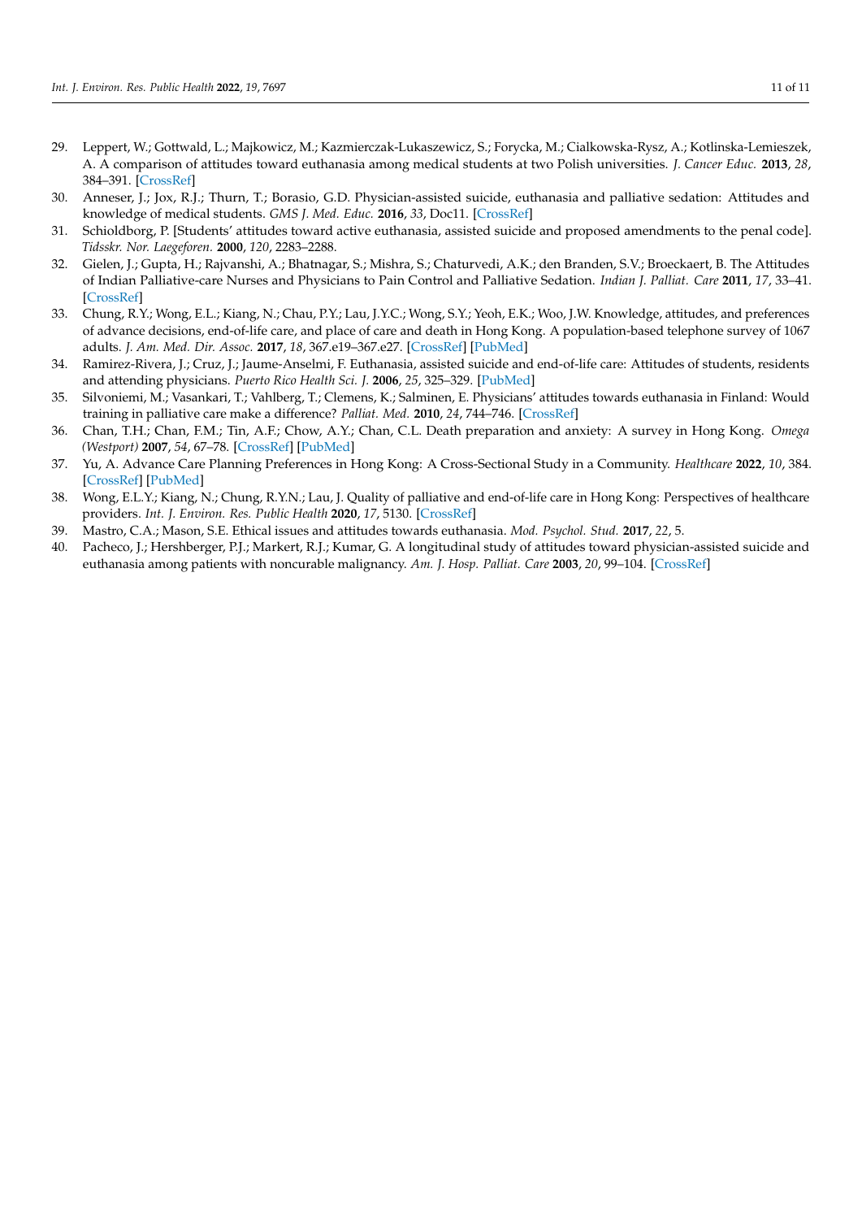29. Leppert, W.; Gottwald, L.; Majkowicz, M.; Kazmierczak-Lukaszewicz, S.; Forycka, M.; Cialkowska-Rysz, A.; Kotlinska-Lemieszek, A. A comparison of attitudes toward euthanasia among medical students at two Polish universities. *J. Cancer Educ.* **2013**, *28*, 384–391. [CrossRef]
30. Anneser, J.; Jox, R.J.; Thurn, T.; Borasio, G.D. Physician-assisted suicide, euthanasia and palliative sedation: Attitudes and knowledge of medical students. *GMS J. Med. Educ.* **2016**, *33*, Doc11. [CrossRef]
31. Schioldborg, P. [Students' attitudes toward active euthanasia, assisted suicide and proposed amendments to the penal code]. *Tidsskr. Nor. Laegeforen.* **2000**, *120*, 2283–2288.
32. Gielen, J.; Gupta, H.; Rajvanshi, A.; Bhatnagar, S.; Mishra, S.; Chaturvedi, A.K.; den Branden, S.V.; Broeckaert, B. The Attitudes of Indian Palliative-care Nurses and Physicians to Pain Control and Palliative Sedation. *Indian J. Palliat. Care* **2011**, *17*, 33–41. [CrossRef]
33. Chung, R.Y.; Wong, E.L.; Kiang, N.; Chau, P.Y.; Lau, J.Y.C.; Wong, S.Y.; Yeoh, E.K.; Woo, J.W. Knowledge, attitudes, and preferences of advance decisions, end-of-life care, and place of care and death in Hong Kong. A population-based telephone survey of 1067 adults. *J. Am. Med. Dir. Assoc.* **2017**, *18*, 367.e19–367.e27. [CrossRef] [PubMed]
34. Ramirez-Rivera, J.; Cruz, J.; Jaume-Anselmi, F. Euthanasia, assisted suicide and end-of-life care: Attitudes of students, residents and attending physicians. *Puerto Rico Health Sci. J.* **2006**, *25*, 325–329. [PubMed]
35. Silvoniemi, M.; Vasankari, T.; Vahlberg, T.; Clemens, K.; Salminen, E. Physicians' attitudes towards euthanasia in Finland: Would training in palliative care make a difference? *Palliat. Med.* **2010**, *24*, 744–746. [CrossRef]
36. Chan, T.H.; Chan, F.M.; Tin, A.F.; Chow, A.Y.; Chan, C.L. Death preparation and anxiety: A survey in Hong Kong. *Omega (Westport)* **2007**, *54*, 67–78. [CrossRef] [PubMed]
37. Yu, A. Advance Care Planning Preferences in Hong Kong: A Cross-Sectional Study in a Community. *Healthcare* **2022**, *10*, 384. [CrossRef] [PubMed]
38. Wong, E.L.Y.; Kiang, N.; Chung, R.Y.N.; Lau, J. Quality of palliative and end-of-life care in Hong Kong: Perspectives of healthcare providers. *Int. J. Environ. Res. Public Health* **2020**, *17*, 5130. [CrossRef]
39. Mastro, C.A.; Mason, S.E. Ethical issues and attitudes towards euthanasia. *Mod. Psychol. Stud.* **2017**, *22*, 5.
40. Pacheco, J.; Hershberger, P.J.; Markert, R.J.; Kumar, G. A longitudinal study of attitudes toward physician-assisted suicide and euthanasia among patients with noncurable malignancy. *Am. J. Hosp. Palliat. Care* **2003**, *20*, 99–104. [CrossRef]